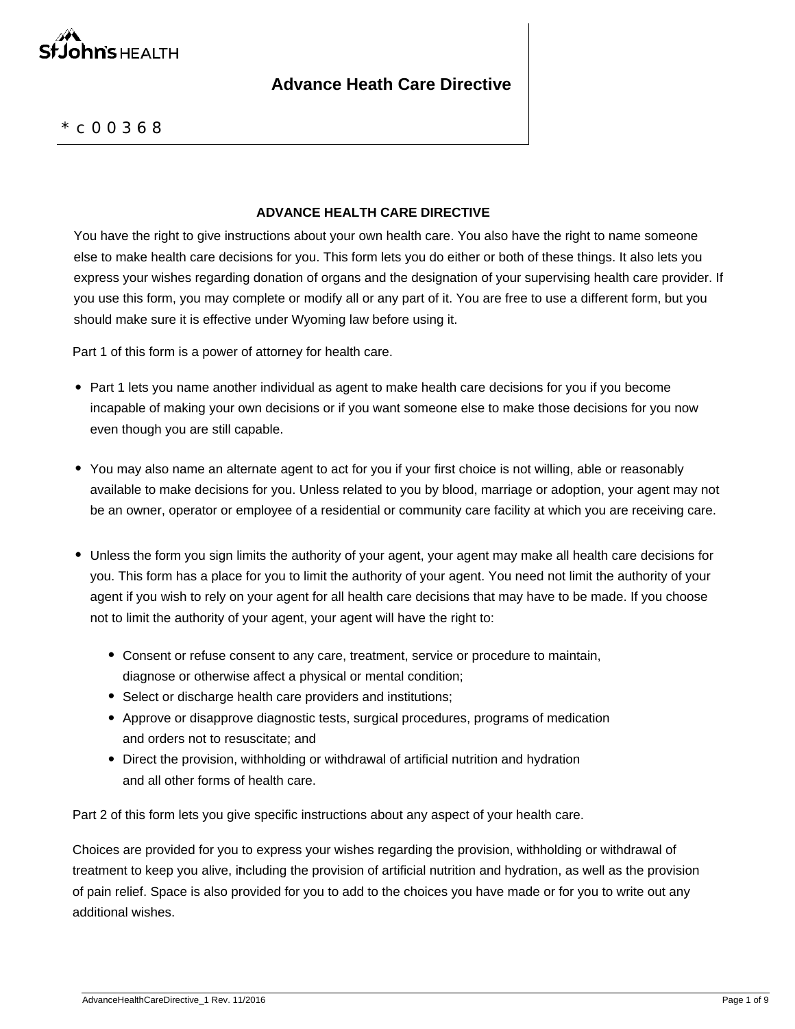St Johns HEALTH

# Advance Heath Care Directive

*c00368

## ADVANCE HEALTH CARE DIRECTIVE

You have the right to give instructions about your own health care. You also have the right to name someone else to make health care decisions for you. This form lets you do either or both of these things. It also lets you express your wishes regarding donation of organs and the designation of your supervising health care provider. If you use this form, you may complete or modify all or any part of it. You are free to use a different form, but you should make sure it is effective under Wyoming law before using it.

Part 1 of this form is a power of attorney for health care.

- Part 1 lets you name another individual as agent to make health care decisions for you if you become incapable of making your own decisions or if you want someone else to make those decisions for you now even though you are still capable.

- You may also name an alternate agent to act for you if your first choice is not willing, able or reasonably available to make decisions for you. Unless related to you by blood, marriage or adoption, your agent may not be an owner, operator or employee of a residential or community care facility at which you are receiving care.

- Unless the form you sign limits the authority of your agent, your agent may make all health care decisions for you. This form has a place for you to limit the authority of your agent. You need not limit the authority of your agent if you wish to rely on your agent for all health care decisions that may have to be made. If you choose not to limit the authority of your agent, your agent will have the right to:

    - Consent or refuse consent to any care, treatment, service or procedure to maintain, diagnose or otherwise affect a physical or mental condition;
    - Select or discharge health care providers and institutions;
    - Approve or disapprove diagnostic tests, surgical procedures, programs of medication and orders not to resuscitate; and
    - Direct the provision, withholding or withdrawal of artificial nutrition and hydration and all other forms of health care.

Part 2 of this form lets you give specific instructions about any aspect of your health care.

Choices are provided for you to express your wishes regarding the provision, withholding or withdrawal of treatment to keep you alive, including the provision of artificial nutrition and hydration, as well as the provision of pain relief. Space is also provided for you to add to the choices you have made or for you to write out any additional wishes.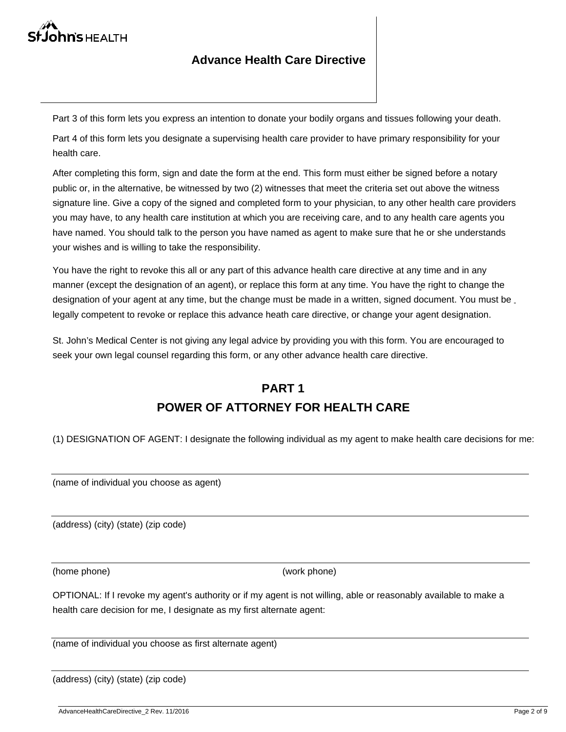Part 3 of this form lets you express an intention to donate your bodily organs and tissues following your death.

Part 4 of this form lets you designate a supervising health care provider to have primary responsibility for your health care.

After completing this form, sign and date the form at the end. This form must either be signed before a notary public or, in the alternative, be witnessed by two (2) witnesses that meet the criteria set out above the witness signature line. Give a copy of the signed and completed form to your physician, to any other health care providers you may have, to any health care institution at which you are receiving care, and to any health care agents you have named. You should talk to the person you have named as agent to make sure that he or she understands your wishes and is willing to take the responsibility.

You have the right to revoke this all or any part of this advance health care directive at any time and in any manner (except the designation of an agent), or replace this form at any time. You have the right to change the designation of your agent at any time, but the change must be made in a written, signed document. You must be legally competent to revoke or replace this advance heath care directive, or change your agent designation.

St. John's Medical Center is not giving any legal advice by providing you with this form. You are encouraged to seek your own legal counsel regarding this form, or any other advance health care directive.

## PART 1
## POWER OF ATTORNEY FOR HEALTH CARE

(1) DESIGNATION OF AGENT: I designate the following individual as my agent to make health care decisions for me:

\_\_\_\_\_\_\_\_\_\_\_\_\_\_\_\_\_\_\_\_\_\_\_\_\_\_\_\_\_\_\_\_\_\_\_\_\_\_\_\_\_\_\_\_\_\_\_\_\_\_\_\_\_\_\_\_\_\_\_\_\_\_\_\_\_\_\_\_\_\_
(name of individual you choose as agent)

\_\_\_\_\_\_\_\_\_\_\_\_\_\_\_\_\_\_\_\_\_\_\_\_\_\_\_\_\_\_\_\_\_\_\_\_\_\_\_\_\_\_\_\_\_\_\_\_\_\_\_\_\_\_\_\_\_\_\_\_\_\_\_\_\_\_\_\_\_\_
(address) (city) (state) (zip code)

\_\_\_\_\_\_\_\_\_\_\_\_\_\_\_\_\_\_\_\_\_\_\_\_\_\_\_\_\_\_\_\_\_\_\_\_\_\_\_\_\_\_\_\_\_\_\_\_\_\_\_\_\_\_\_\_\_\_\_\_\_\_\_\_\_\_\_\_\_\_
(home phone) (work phone)

OPTIONAL: If I revoke my agent's authority or if my agent is not willing, able or reasonably available to make a health care decision for me, I designate as my first alternate agent:

\_\_\_\_\_\_\_\_\_\_\_\_\_\_\_\_\_\_\_\_\_\_\_\_\_\_\_\_\_\_\_\_\_\_\_\_\_\_\_\_\_\_\_\_\_\_\_\_\_\_\_\_\_\_\_\_\_\_\_\_\_\_\_\_\_\_\_\_\_\_
(name of individual you choose as first alternate agent)

\_\_\_\_\_\_\_\_\_\_\_\_\_\_\_\_\_\_\_\_\_\_\_\_\_\_\_\_\_\_\_\_\_\_\_\_\_\_\_\_\_\_\_\_\_\_\_\_\_\_\_\_\_\_\_\_\_\_\_\_\_\_\_\_\_\_\_\_\_\_
(address) (city) (state) (zip code)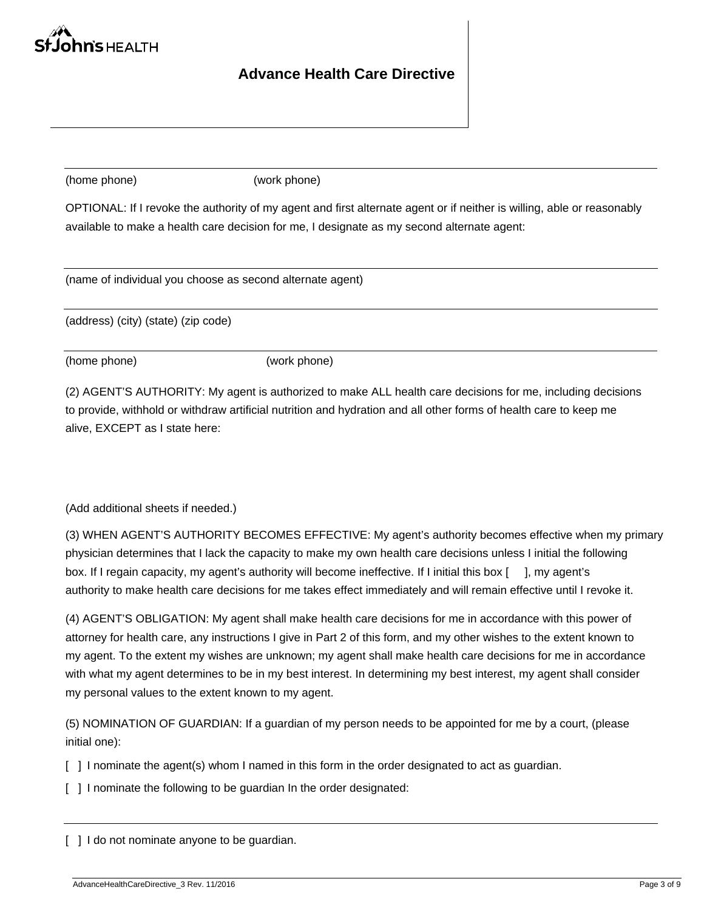# Advance Health Care Directive

---

(home phone) (work phone)

OPTIONAL: If I revoke the authority of my agent and first alternate agent or if neither is willing, able or reasonably available to make a health care decision for me, I designate as my second alternate agent:

---

(name of individual you choose as second alternate agent)

---

(address) (city) (state) (zip code)

---

(home phone) (work phone)

(2) AGENT'S AUTHORITY: My agent is authorized to make ALL health care decisions for me, including decisions to provide, withhold or withdraw artificial nutrition and hydration and all other forms of health care to keep me alive, EXCEPT as I state here:

(Add additional sheets if needed.)

(3) WHEN AGENT'S AUTHORITY BECOMES EFFECTIVE: My agent's authority becomes effective when my primary physician determines that I lack the capacity to make my own health care decisions unless I initial the following box. If I regain capacity, my agent's authority will become ineffective. If I initial this box [ ], my agent's authority to make health care decisions for me takes effect immediately and will remain effective until I revoke it.

(4) AGENT'S OBLIGATION: My agent shall make health care decisions for me in accordance with this power of attorney for health care, any instructions I give in Part 2 of this form, and my other wishes to the extent known to my agent. To the extent my wishes are unknown; my agent shall make health care decisions for me in accordance with what my agent determines to be in my best interest. In determining my best interest, my agent shall consider my personal values to the extent known to my agent.

(5) NOMINATION OF GUARDIAN: If a guardian of my person needs to be appointed for me by a court, (please initial one):

[ ] I nominate the agent(s) whom I named in this form in the order designated to act as guardian.

[ ] I nominate the following to be guardian In the order designated:

---

[ ] I do not nominate anyone to be guardian.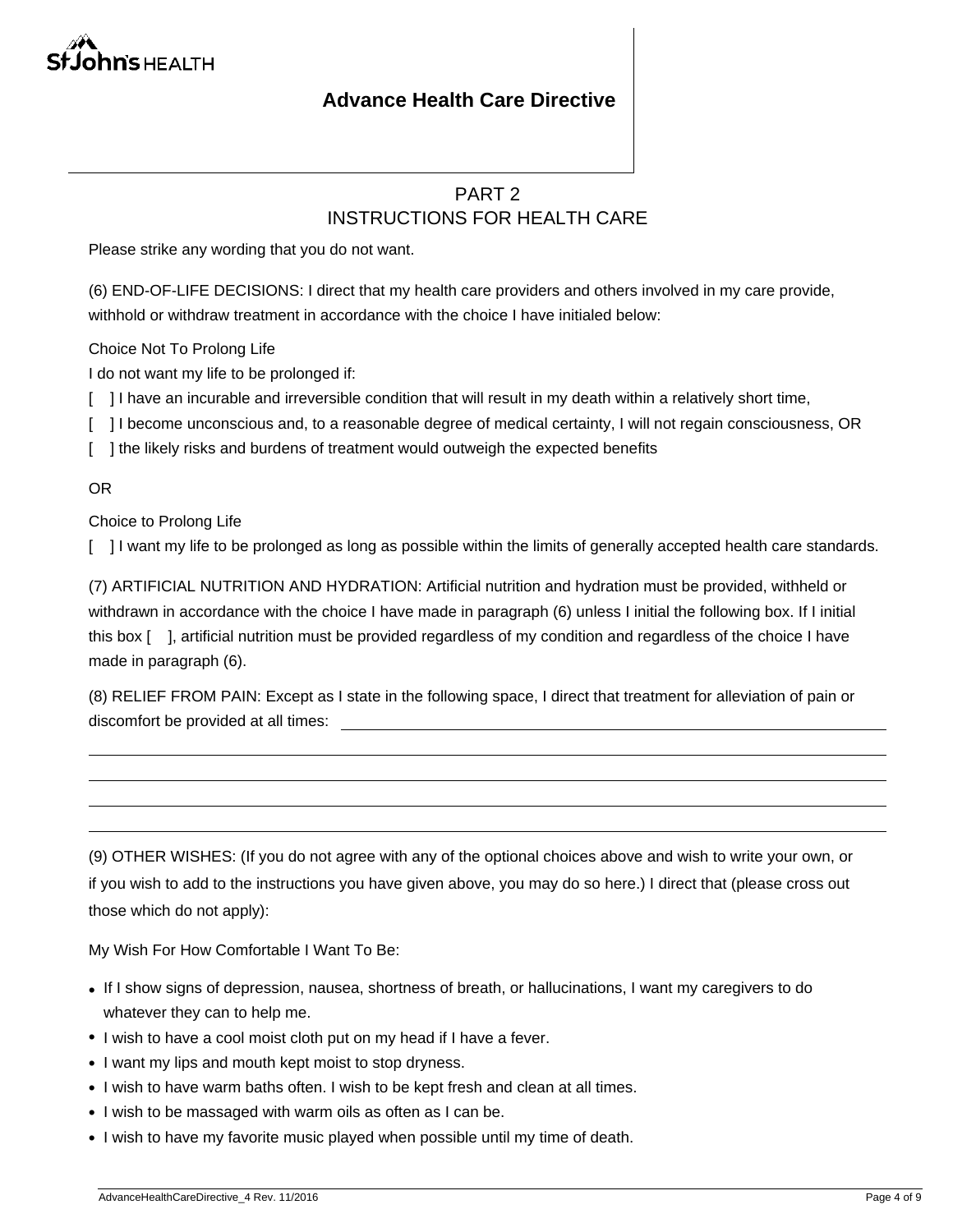# Advance Health Care Directive

## PART 2
## INSTRUCTIONS FOR HEALTH CARE

Please strike any wording that you do not want.

(6) END-OF-LIFE DECISIONS: I direct that my health care providers and others involved in my care provide, withhold or withdraw treatment in accordance with the choice I have initialed below:

Choice Not To Prolong Life

I do not want my life to be prolonged if:

[ ] I have an incurable and irreversible condition that will result in my death within a relatively short time,

[ ] I become unconscious and, to a reasonable degree of medical certainty, I will not regain consciousness, OR

[ ] the likely risks and burdens of treatment would outweigh the expected benefits

OR

Choice to Prolong Life

[ ] I want my life to be prolonged as long as possible within the limits of generally accepted health care standards.

(7) ARTIFICIAL NUTRITION AND HYDRATION: Artificial nutrition and hydration must be provided, withheld or withdrawn in accordance with the choice I have made in paragraph (6) unless I initial the following box. If I initial this box [ ], artificial nutrition must be provided regardless of my condition and regardless of the choice I have made in paragraph (6).

(8) RELIEF FROM PAIN: Except as I state in the following space, I direct that treatment for alleviation of pain or discomfort be provided at all times: ______________________________________________

______________________________________________________________________

______________________________________________________________________

______________________________________________________________________

______________________________________________________________________

(9) OTHER WISHES: (If you do not agree with any of the optional choices above and wish to write your own, or if you wish to add to the instructions you have given above, you may do so here.) I direct that (please cross out those which do not apply):

My Wish For How Comfortable I Want To Be:

- If I show signs of depression, nausea, shortness of breath, or hallucinations, I want my caregivers to do whatever they can to help me.
- I wish to have a cool moist cloth put on my head if I have a fever.
- I want my lips and mouth kept moist to stop dryness.
- I wish to have warm baths often. I wish to be kept fresh and clean at all times.
- I wish to be massaged with warm oils as often as I can be.
- I wish to have my favorite music played when possible until my time of death.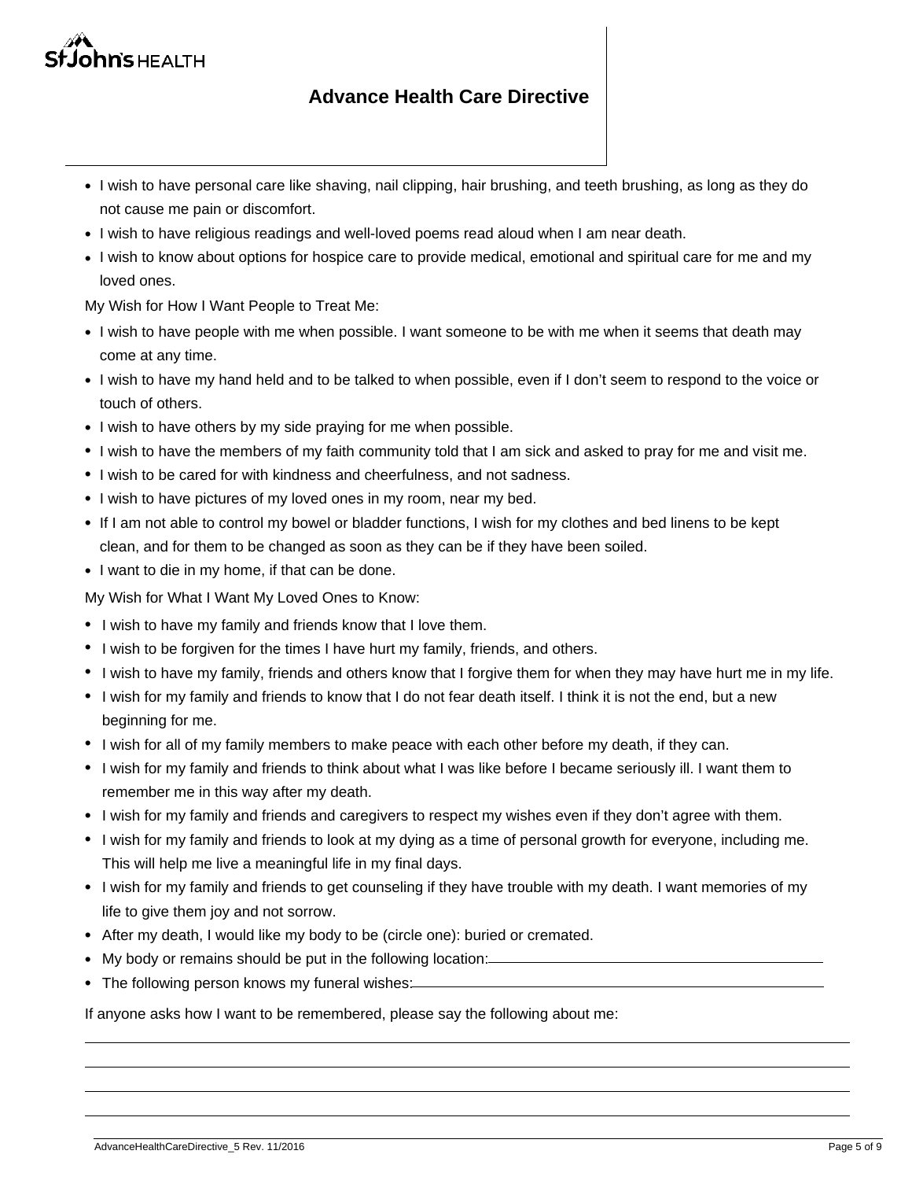- I wish to have personal care like shaving, nail clipping, hair brushing, and teeth brushing, as long as they do not cause me pain or discomfort.
- I wish to have religious readings and well-loved poems read aloud when I am near death.
- I wish to know about options for hospice care to provide medical, emotional and spiritual care for me and my loved ones.

My Wish for How I Want People to Treat Me:

- I wish to have people with me when possible. I want someone to be with me when it seems that death may come at any time.
- I wish to have my hand held and to be talked to when possible, even if I don't seem to respond to the voice or touch of others.
- I wish to have others by my side praying for me when possible.
- I wish to have the members of my faith community told that I am sick and asked to pray for me and visit me.
- I wish to be cared for with kindness and cheerfulness, and not sadness.
- I wish to have pictures of my loved ones in my room, near my bed.
- If I am not able to control my bowel or bladder functions, I wish for my clothes and bed linens to be kept clean, and for them to be changed as soon as they can be if they have been soiled.
- I want to die in my home, if that can be done.

My Wish for What I Want My Loved Ones to Know:

- I wish to have my family and friends know that I love them.
- I wish to be forgiven for the times I have hurt my family, friends, and others.
- I wish to have my family, friends and others know that I forgive them for when they may have hurt me in my life.
- I wish for my family and friends to know that I do not fear death itself. I think it is not the end, but a new beginning for me.
- I wish for all of my family members to make peace with each other before my death, if they can.
- I wish for my family and friends to think about what I was like before I became seriously ill. I want them to remember me in this way after my death.
- I wish for my family and friends and caregivers to respect my wishes even if they don't agree with them.
- I wish for my family and friends to look at my dying as a time of personal growth for everyone, including me. This will help me live a meaningful life in my final days.
- I wish for my family and friends to get counseling if they have trouble with my death. I want memories of my life to give them joy and not sorrow.
- After my death, I would like my body to be (circle one): buried or cremated.
- My body or remains should be put in the following location: ______________________________
- The following person knows my funeral wishes: ______________________________

If anyone asks how I want to be remembered, please say the following about me:

______________________________________________________________________

______________________________________________________________________

______________________________________________________________________

______________________________________________________________________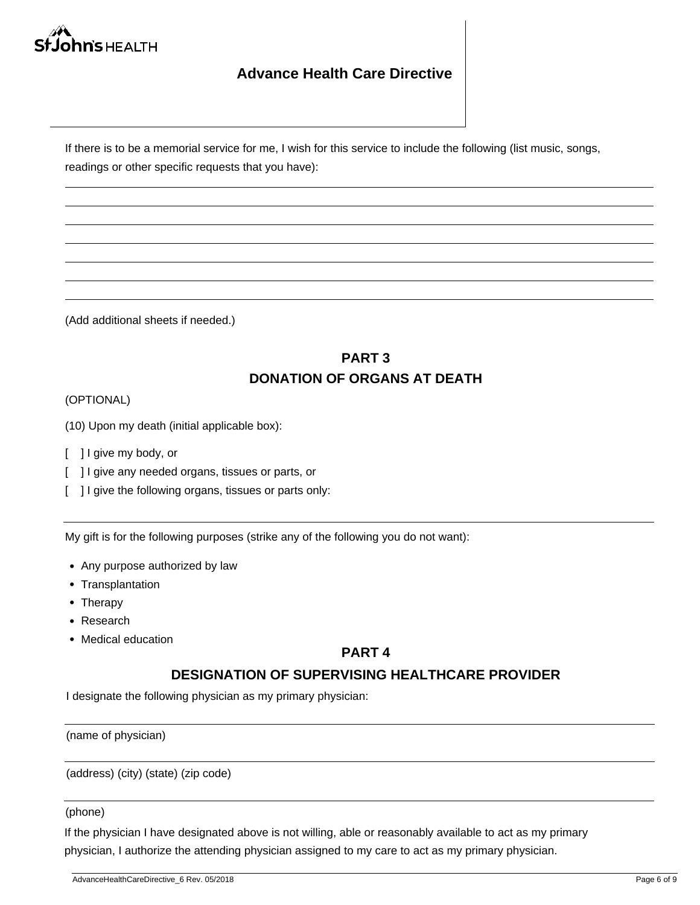If there is to be a memorial service for me, I wish for this service to include the following (list music, songs, readings or other specific requests that you have):

_______________________________________________________________________________

_______________________________________________________________________________

_______________________________________________________________________________

_______________________________________________________________________________

_______________________________________________________________________________

_______________________________________________________________________________

(Add additional sheets if needed.)

## PART 3
## DONATION OF ORGANS AT DEATH

(OPTIONAL)

(10) Upon my death (initial applicable box):

[ ] I give my body, or

[ ] I give any needed organs, tissues or parts, or

[ ] I give the following organs, tissues or parts only:

_______________________________________________________________________________

My gift is for the following purposes (strike any of the following you do not want):

- Any purpose authorized by law
- Transplantation
- Therapy
- Research
- Medical education

## PART 4
## DESIGNATION OF SUPERVISING HEALTHCARE PROVIDER

I designate the following physician as my primary physician:

_______________________________________________________________________________

(name of physician)

_______________________________________________________________________________

(address) (city) (state) (zip code)

_______________________________________________________________________________

(phone)

If the physician I have designated above is not willing, able or reasonably available to act as my primary physician, I authorize the attending physician assigned to my care to act as my primary physician.

AdvanceHealthCareDirective_6 Rev. 05/2018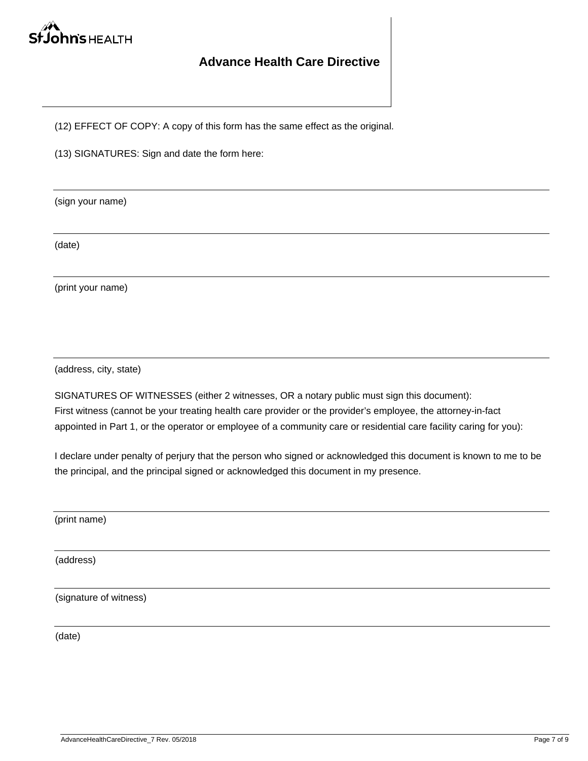# Advance Health Care Directive

(12) EFFECT OF COPY: A copy of this form has the same effect as the original.

(13) SIGNATURES: Sign and date the form here:

\_\_\_\_\_\_\_\_\_\_\_\_\_\_\_\_\_\_\_\_\_\_\_\_\_\_\_\_\_\_\_\_\_\_\_\_\_\_\_\_

(sign your name)

\_\_\_\_\_\_\_\_\_\_\_\_\_\_\_\_\_\_\_\_\_\_\_\_\_\_\_\_\_\_\_\_\_\_\_\_\_\_\_\_

(date)

\_\_\_\_\_\_\_\_\_\_\_\_\_\_\_\_\_\_\_\_\_\_\_\_\_\_\_\_\_\_\_\_\_\_\_\_\_\_\_\_

(print your name)

\_\_\_\_\_\_\_\_\_\_\_\_\_\_\_\_\_\_\_\_\_\_\_\_\_\_\_\_\_\_\_\_\_\_\_\_\_\_\_\_

(address, city, state)

SIGNATURES OF WITNESSES (either 2 witnesses, OR a notary public must sign this document):
First witness (cannot be your treating health care provider or the provider's employee, the attorney-in-fact appointed in Part 1, or the operator or employee of a community care or residential care facility caring for you):

I declare under penalty of perjury that the person who signed or acknowledged this document is known to me to be the principal, and the principal signed or acknowledged this document in my presence.

\_\_\_\_\_\_\_\_\_\_\_\_\_\_\_\_\_\_\_\_\_\_\_\_\_\_\_\_\_\_\_\_\_\_\_\_\_\_\_\_

(print name)

\_\_\_\_\_\_\_\_\_\_\_\_\_\_\_\_\_\_\_\_\_\_\_\_\_\_\_\_\_\_\_\_\_\_\_\_\_\_\_\_

(address)

\_\_\_\_\_\_\_\_\_\_\_\_\_\_\_\_\_\_\_\_\_\_\_\_\_\_\_\_\_\_\_\_\_\_\_\_\_\_\_\_

(signature of witness)

\_\_\_\_\_\_\_\_\_\_\_\_\_\_\_\_\_\_\_\_\_\_\_\_\_\_\_\_\_\_\_\_\_\_\_\_\_\_\_\_

(date)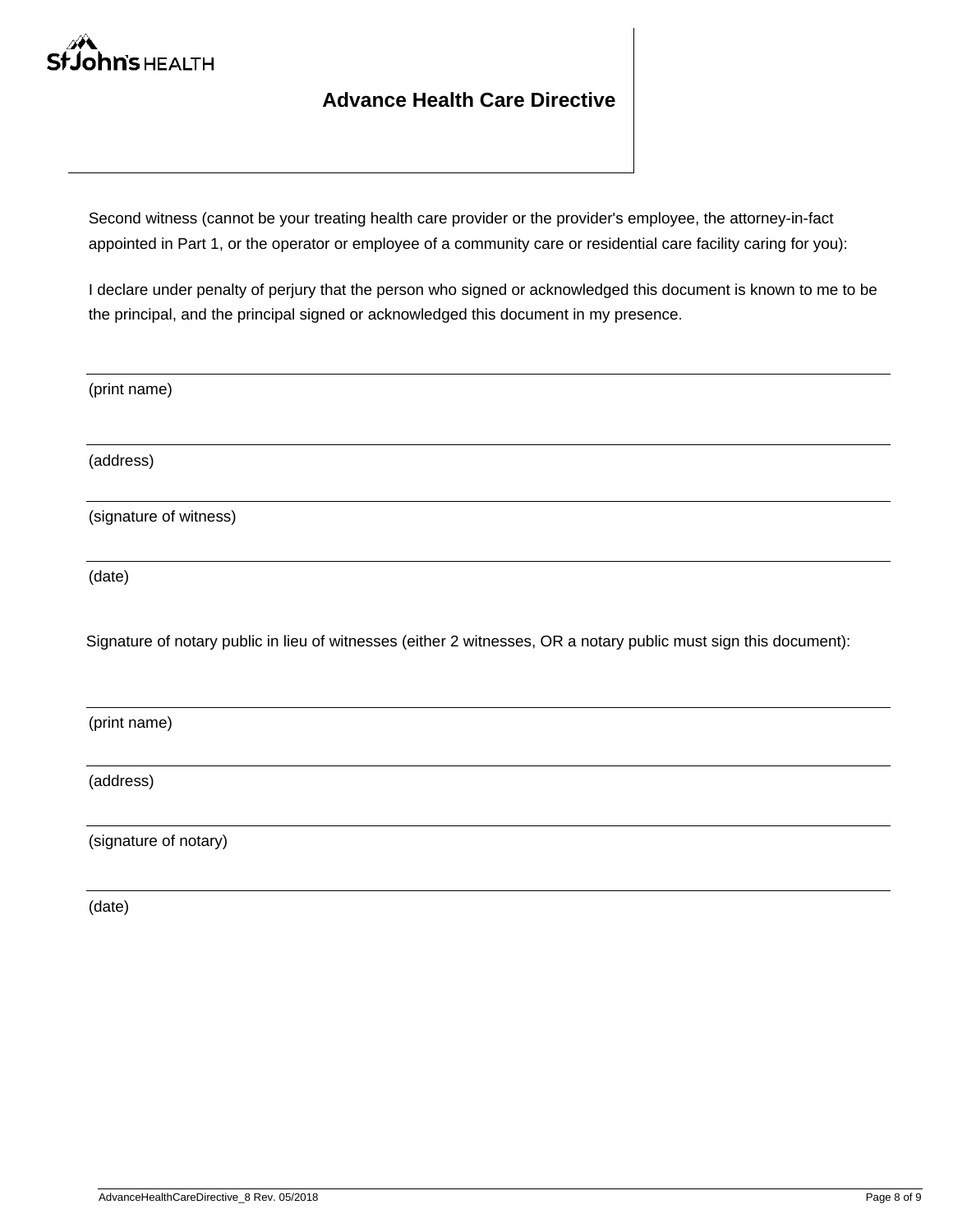Second witness (cannot be your treating health care provider or the provider's employee, the attorney-in-fact appointed in Part 1, or the operator or employee of a community care or residential care facility caring for you):

I declare under penalty of perjury that the person who signed or acknowledged this document is known to me to be the principal, and the principal signed or acknowledged this document in my presence.

\_\_\_\_\_\_\_\_\_\_\_\_\_\_\_\_\_\_\_\_\_\_\_\_\_\_\_\_\_\_\_\_\_\_\_\_\_\_\_\_

(print name)

\_\_\_\_\_\_\_\_\_\_\_\_\_\_\_\_\_\_\_\_\_\_\_\_\_\_\_\_\_\_\_\_\_\_\_\_\_\_\_\_

(address)

\_\_\_\_\_\_\_\_\_\_\_\_\_\_\_\_\_\_\_\_\_\_\_\_\_\_\_\_\_\_\_\_\_\_\_\_\_\_\_\_

(signature of witness)

\_\_\_\_\_\_\_\_\_\_\_\_\_\_\_\_\_\_\_\_\_\_\_\_\_\_\_\_\_\_\_\_\_\_\_\_\_\_\_\_

(date)

Signature of notary public in lieu of witnesses (either 2 witnesses, OR a notary public must sign this document):

\_\_\_\_\_\_\_\_\_\_\_\_\_\_\_\_\_\_\_\_\_\_\_\_\_\_\_\_\_\_\_\_\_\_\_\_\_\_\_\_

(print name)

\_\_\_\_\_\_\_\_\_\_\_\_\_\_\_\_\_\_\_\_\_\_\_\_\_\_\_\_\_\_\_\_\_\_\_\_\_\_\_\_

(address)

\_\_\_\_\_\_\_\_\_\_\_\_\_\_\_\_\_\_\_\_\_\_\_\_\_\_\_\_\_\_\_\_\_\_\_\_\_\_\_\_

(signature of notary)

\_\_\_\_\_\_\_\_\_\_\_\_\_\_\_\_\_\_\_\_\_\_\_\_\_\_\_\_\_\_\_\_\_\_\_\_\_\_\_\_

(date)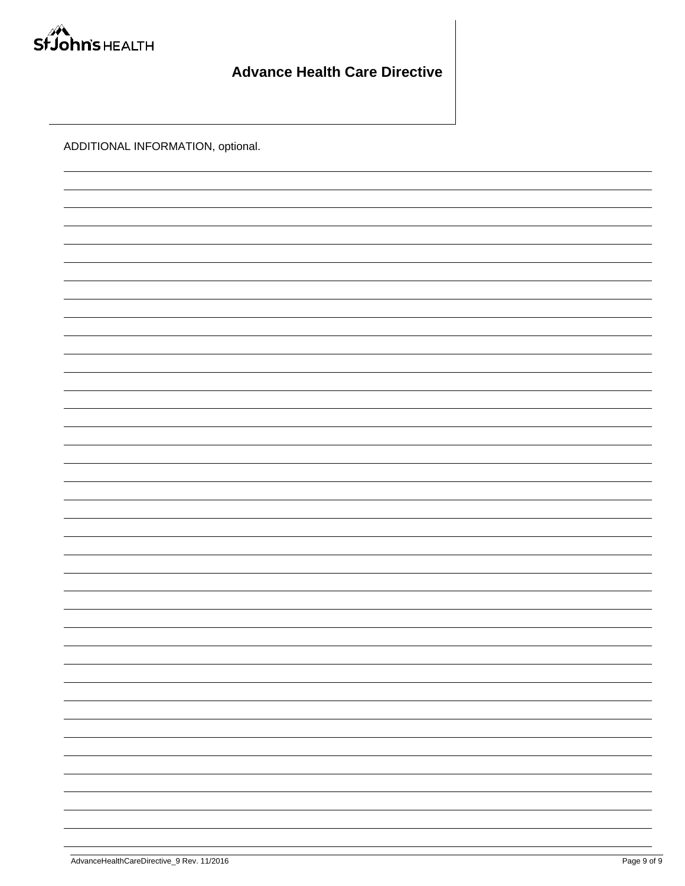**Advance Health Care Directive**

ADDITIONAL INFORMATION, optional.